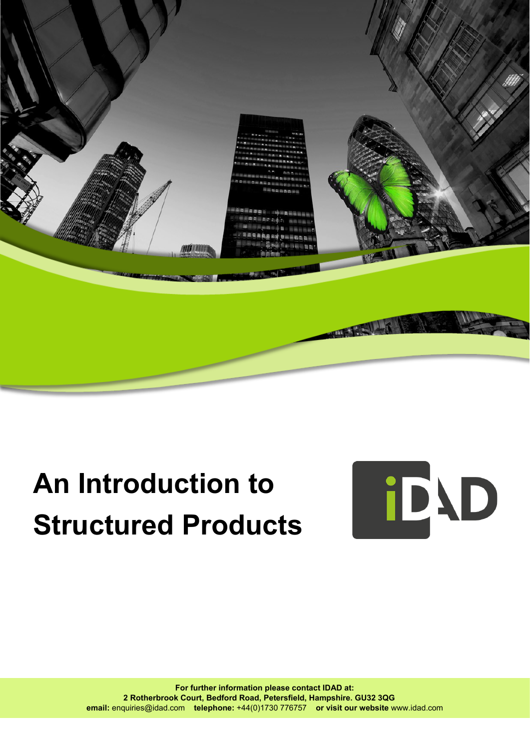# An Introduction to Structured Products

**For further information please contact IDAD at:**
**2 Rotherbrook Court, Bedford Road, Petersfield, Hampshire. GU32 3QG**
**email:** enquiries@idad.com **telephone:** +44(0)1730 776757 **or visit our website** www.idad.com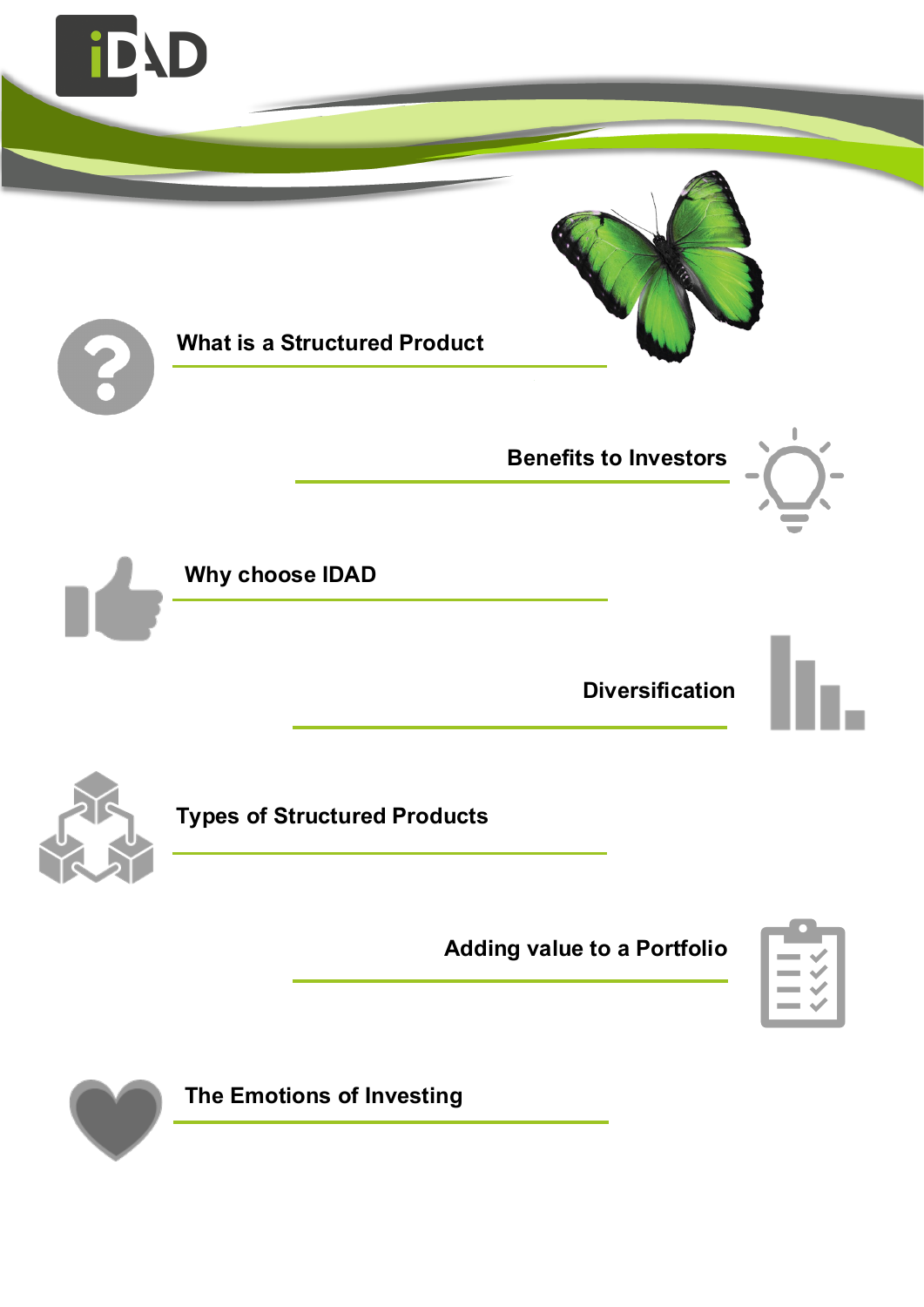## What is a Structured Product

## Benefits to Investors

## Why choose IDAD

## Diversification

## Types of Structured Products

## Adding value to a Portfolio

## The Emotions of Investing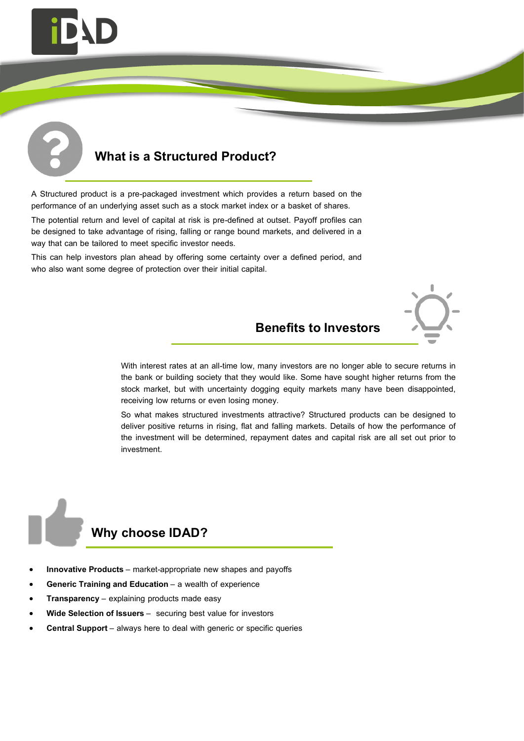## What is a Structured Product?

A Structured product is a pre-packaged investment which provides a return based on the performance of an underlying asset such as a stock market index or a basket of shares.

The potential return and level of capital at risk is pre-defined at outset. Payoff profiles can be designed to take advantage of rising, falling or range bound markets, and delivered in a way that can be tailored to meet specific investor needs.

This can help investors plan ahead by offering some certainty over a defined period, and who also want some degree of protection over their initial capital.

## Benefits to Investors

With interest rates at an all-time low, many investors are no longer able to secure returns in the bank or building society that they would like. Some have sought higher returns from the stock market, but with uncertainty dogging equity markets many have been disappointed, receiving low returns or even losing money.

So what makes structured investments attractive? Structured products can be designed to deliver positive returns in rising, flat and falling markets. Details of how the performance of the investment will be determined, repayment dates and capital risk are all set out prior to investment.

## Why choose IDAD?

- **Innovative Products** – market-appropriate new shapes and payoffs
- **Generic Training and Education** – a wealth of experience
- **Transparency** – explaining products made easy
- **Wide Selection of Issuers** – securing best value for investors
- **Central Support** – always here to deal with generic or specific queries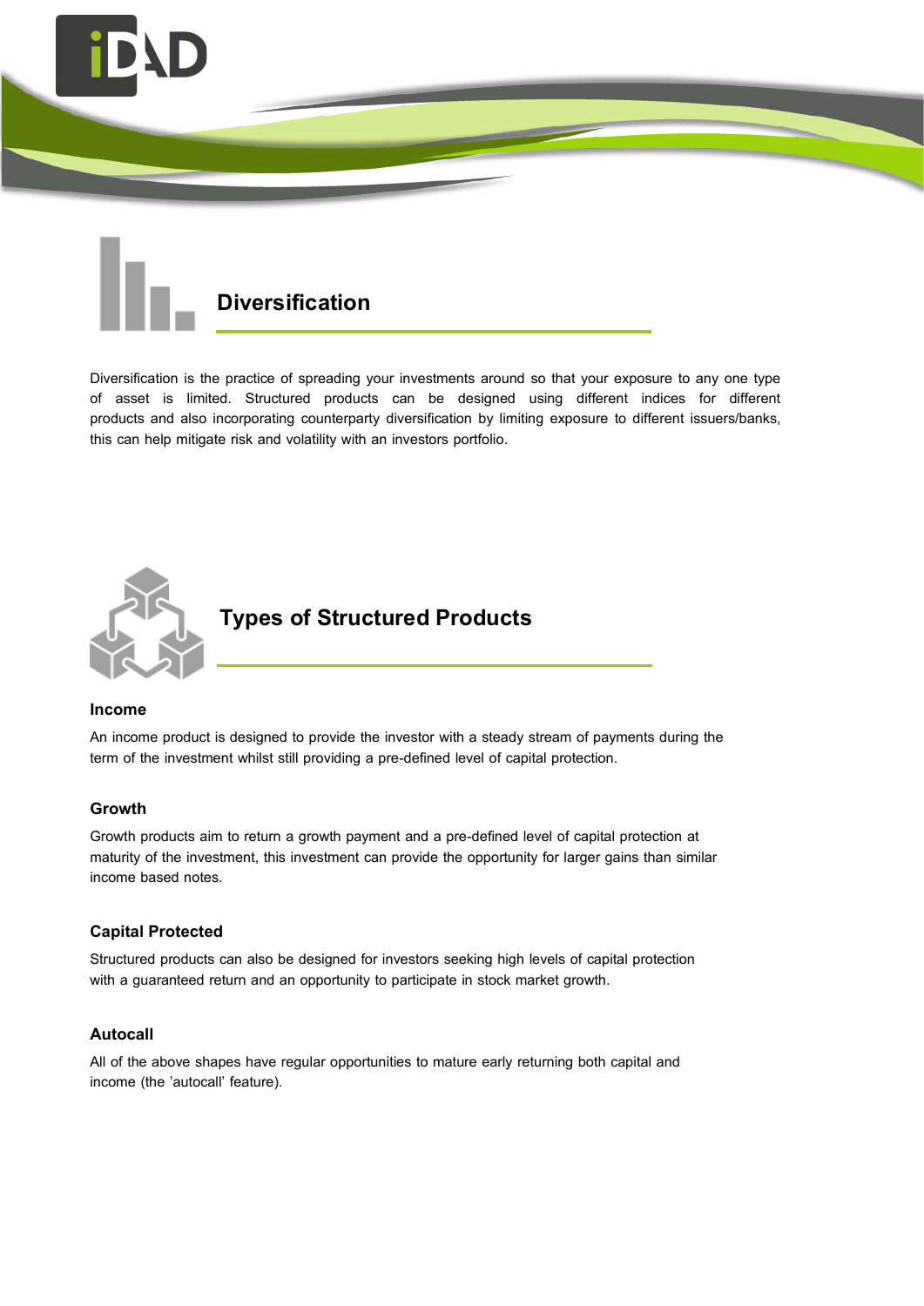## Diversification

Diversification is the practice of spreading your investments around so that your exposure to any one type of asset is limited. Structured products can be designed using different indices for different products and also incorporating counterparty diversification by limiting exposure to different issuers/banks, this can help mitigate risk and volatility with an investors portfolio.

## Types of Structured Products

### Income

An income product is designed to provide the investor with a steady stream of payments during the term of the investment whilst still providing a pre-defined level of capital protection.

### Growth

Growth products aim to return a growth payment and a pre-defined level of capital protection at maturity of the investment, this investment can provide the opportunity for larger gains than similar income based notes.

### Capital Protected

Structured products can also be designed for investors seeking high levels of capital protection with a guaranteed return and an opportunity to participate in stock market growth.

### Autocall

All of the above shapes have regular opportunities to mature early returning both capital and income (the 'autocall' feature).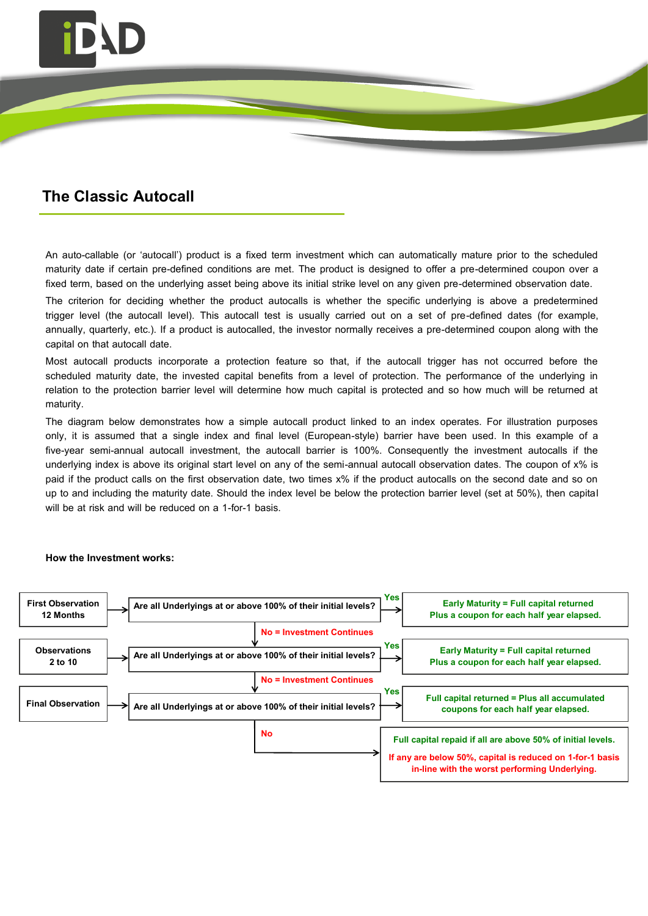## The Classic Autocall

An auto-callable (or 'autocall') product is a fixed term investment which can automatically mature prior to the scheduled maturity date if certain pre-defined conditions are met. The product is designed to offer a pre-determined coupon over a fixed term, based on the underlying asset being above its initial strike level on any given pre-determined observation date.

The criterion for deciding whether the product autocalls is whether the specific underlying is above a predetermined trigger level (the autocall level). This autocall test is usually carried out on a set of pre-defined dates (for example, annually, quarterly, etc.). If a product is autocalled, the investor normally receives a pre-determined coupon along with the capital on that autocall date.

Most autocall products incorporate a protection feature so that, if the autocall trigger has not occurred before the scheduled maturity date, the invested capital benefits from a level of protection. The performance of the underlying in relation to the protection barrier level will determine how much capital is protected and so how much will be returned at maturity.

The diagram below demonstrates how a simple autocall product linked to an index operates. For illustration purposes only, it is assumed that a single index and final level (European-style) barrier have been used. In this example of a five-year semi-annual autocall investment, the autocall barrier is 100%. Consequently the investment autocalls if the underlying index is above its original start level on any of the semi-annual autocall observation dates. The coupon of x% is paid if the product calls on the first observation date, two times x% if the product autocalls on the second date and so on up to and including the maturity date. Should the index level be below the protection barrier level (set at 50%), then capital will be at risk and will be reduced on a 1-for-1 basis.

**How the Investment works:**

| Observation | Test | Result |
|---|---|---|
| **First Observation 12 Months** | **Are all Underlyings at or above 100% of their initial levels?** | **Yes:** Early Maturity = Full capital returned Plus a coupon for each half year elapsed. |
| | **No = Investment Continues** | |
| **Observations 2 to 10** | **Are all Underlyings at or above 100% of their initial levels?** | **Yes:** Early Maturity = Full capital returned Plus a coupon for each half year elapsed. |
| | **No = Investment Continues** | |
| **Final Observation** | **Are all Underlyings at or above 100% of their initial levels?** | **Yes:** Full capital returned = Plus all accumulated coupons for each half year elapsed. |
| | **No** | Full capital repaid if all are above 50% of initial levels. If any are below 50%, capital is reduced on 1-for-1 basis in-line with the worst performing Underlying. |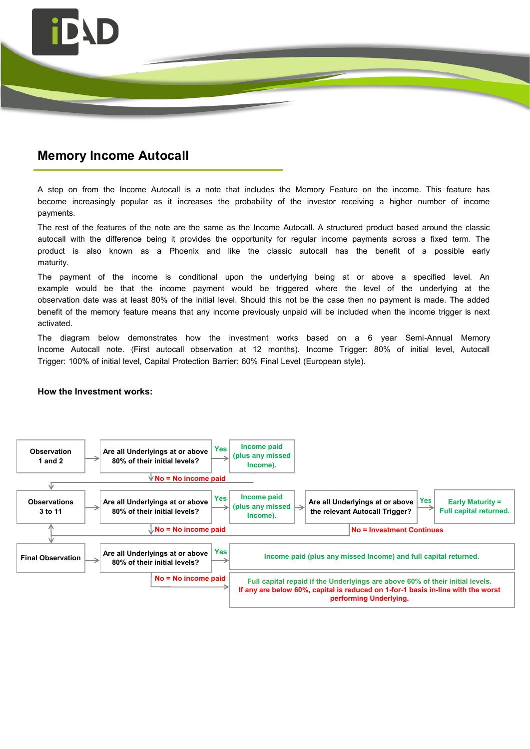## Memory Income Autocall

A step on from the Income Autocall is a note that includes the Memory Feature on the income. This feature has become increasingly popular as it increases the probability of the investor receiving a higher number of income payments.

The rest of the features of the note are the same as the Income Autocall. A structured product based around the classic autocall with the difference being it provides the opportunity for regular income payments across a fixed term. The product is also known as a Phoenix and like the classic autocall has the benefit of a possible early maturity.

The payment of the income is conditional upon the underlying being at or above a specified level. An example would be that the income payment would be triggered where the level of the underlying at the observation date was at least 80% of the initial level. Should this not be the case then no payment is made. The added benefit of the memory feature means that any income previously unpaid will be included when the income trigger is next activated.

The diagram below demonstrates how the investment works based on a 6 year Semi-Annual Memory Income Autocall note. (First autocall observation at 12 months). Income Trigger: 80% of initial level, Autocall Trigger: 100% of initial level, Capital Protection Barrier: 60% Final Level (European style).

**How the Investment works:**

**Observation 1 and 2** → **Are all Underlyings at or above 80% of their initial levels?**
- Yes → Income paid (plus any missed Income).
- No = No income paid

**Observations 3 to 11** → **Are all Underlyings at or above 80% of their initial levels?**
- Yes → Income paid (plus any missed Income). → **Are all Underlyings at or above the relevant Autocall Trigger?**
  - Yes → Early Maturity = Full capital returned.
  - No = Investment Continues
- No = No income paid

**Final Observation** → **Are all Underlyings at or above 80% of their initial levels?**
- Yes → Income paid (plus any missed Income) and full capital returned.
- No = No income paid → Full capital repaid if the Underlyings are above 60% of their initial levels. If any are below 60%, capital is reduced on 1-for-1 basis in-line with the worst performing Underlying.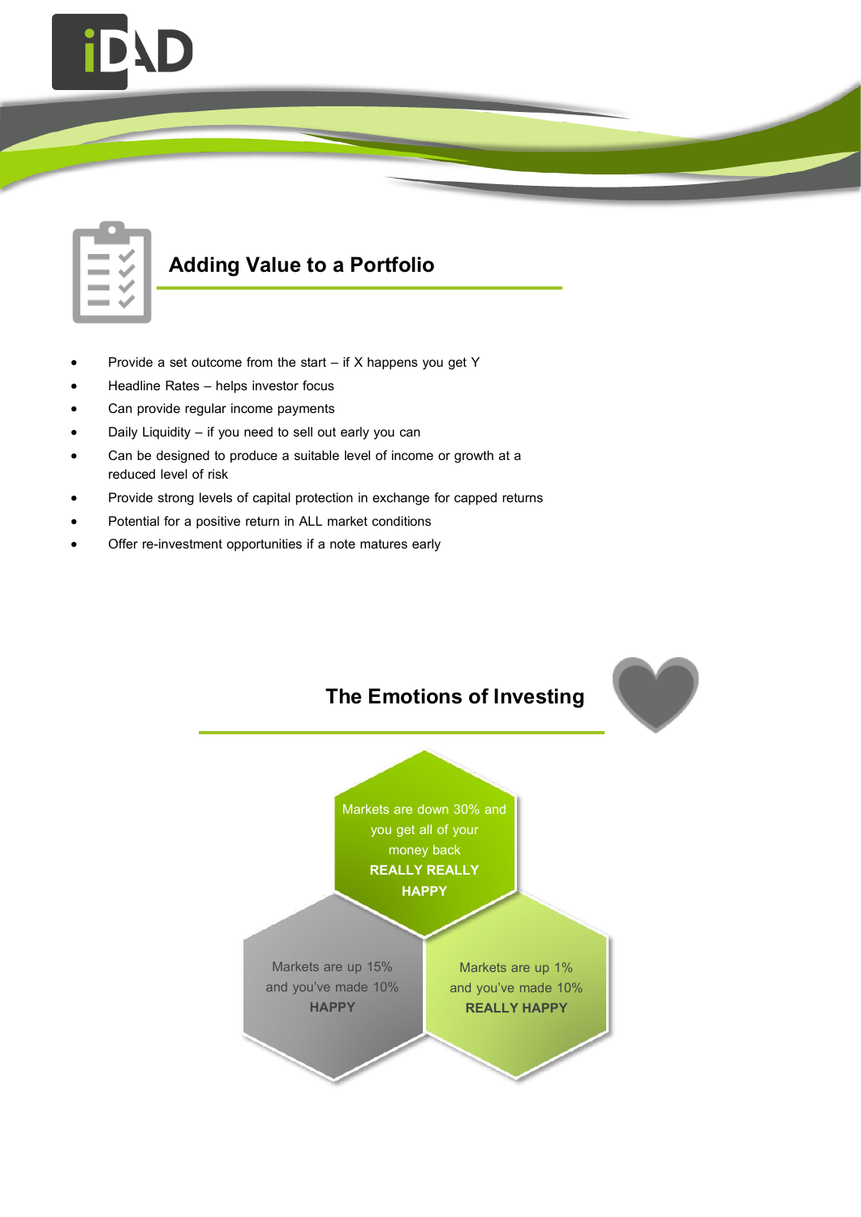## Adding Value to a Portfolio

- Provide a set outcome from the start – if X happens you get Y
- Headline Rates – helps investor focus
- Can provide regular income payments
- Daily Liquidity – if you need to sell out early you can
- Can be designed to produce a suitable level of income or growth at a reduced level of risk
- Provide strong levels of capital protection in exchange for capped returns
- Potential for a positive return in ALL market conditions
- Offer re-investment opportunities if a note matures early

## The Emotions of Investing

Markets are down 30% and you get all of your money back
**REALLY REALLY HAPPY**

Markets are up 15% and you've made 10%
**HAPPY**

Markets are up 1% and you've made 10%
**REALLY HAPPY**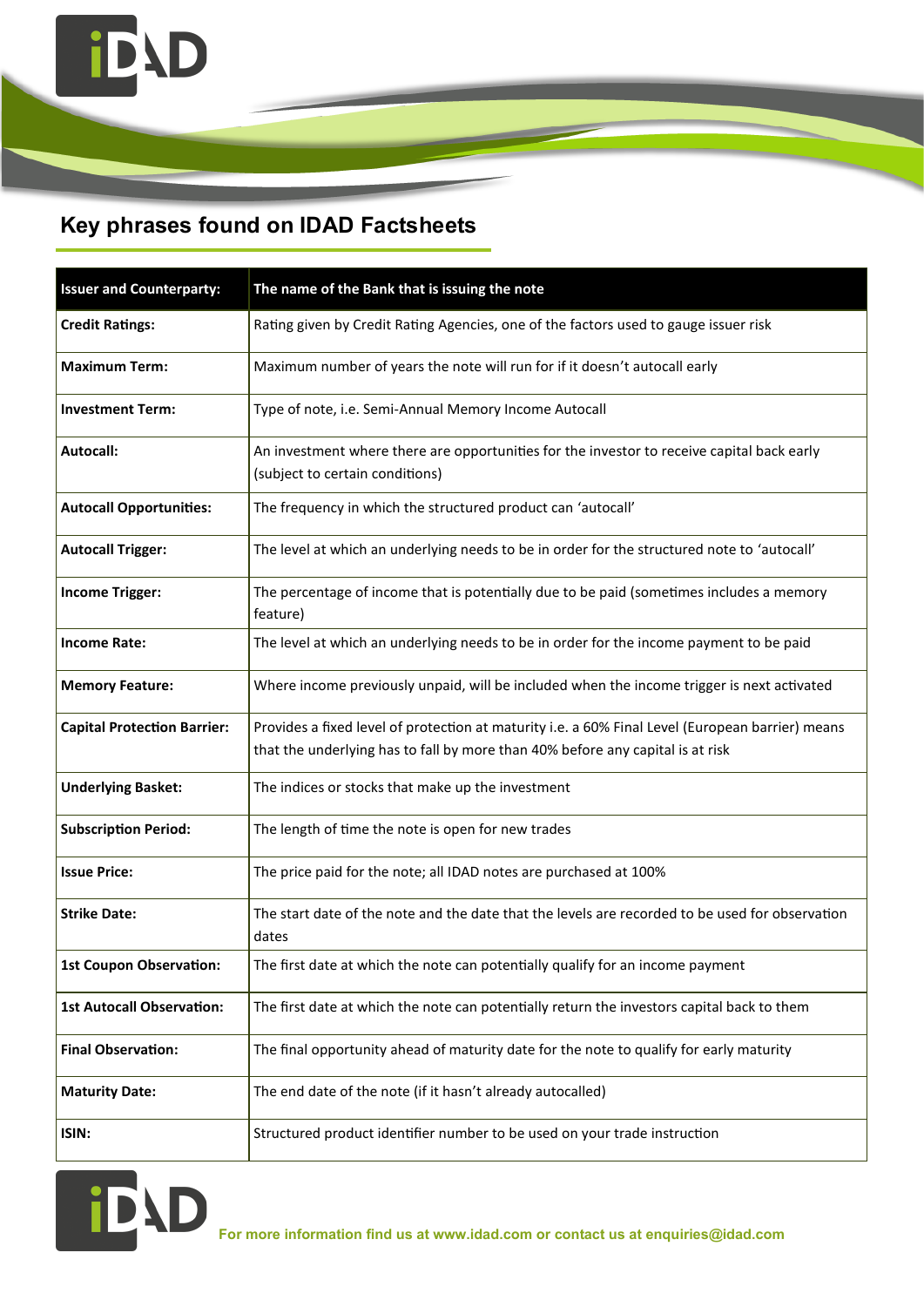## Key phrases found on IDAD Factsheets

| Issuer and Counterparty: | The name of the Bank that is issuing the note |
|---|---|
| **Credit Ratings:** | Rating given by Credit Rating Agencies, one of the factors used to gauge issuer risk |
| **Maximum Term:** | Maximum number of years the note will run for if it doesn't autocall early |
| **Investment Term:** | Type of note, i.e. Semi-Annual Memory Income Autocall |
| **Autocall:** | An investment where there are opportunities for the investor to receive capital back early (subject to certain conditions) |
| **Autocall Opportunities:** | The frequency in which the structured product can 'autocall' |
| **Autocall Trigger:** | The level at which an underlying needs to be in order for the structured note to 'autocall' |
| **Income Trigger:** | The percentage of income that is potentially due to be paid (sometimes includes a memory feature) |
| **Income Rate:** | The level at which an underlying needs to be in order for the income payment to be paid |
| **Memory Feature:** | Where income previously unpaid, will be included when the income trigger is next activated |
| **Capital Protection Barrier:** | Provides a fixed level of protection at maturity i.e. a 60% Final Level (European barrier) means that the underlying has to fall by more than 40% before any capital is at risk |
| **Underlying Basket:** | The indices or stocks that make up the investment |
| **Subscription Period:** | The length of time the note is open for new trades |
| **Issue Price:** | The price paid for the note; all IDAD notes are purchased at 100% |
| **Strike Date:** | The start date of the note and the date that the levels are recorded to be used for observation dates |
| **1st Coupon Observation:** | The first date at which the note can potentially qualify for an income payment |
| **1st Autocall Observation:** | The first date at which the note can potentially return the investors capital back to them |
| **Final Observation:** | The final opportunity ahead of maturity date for the note to qualify for early maturity |
| **Maturity Date:** | The end date of the note (if it hasn't already autocalled) |
| **ISIN:** | Structured product identifier number to be used on your trade instruction |

For more information find us at www.idad.com or contact us at enquiries@idad.com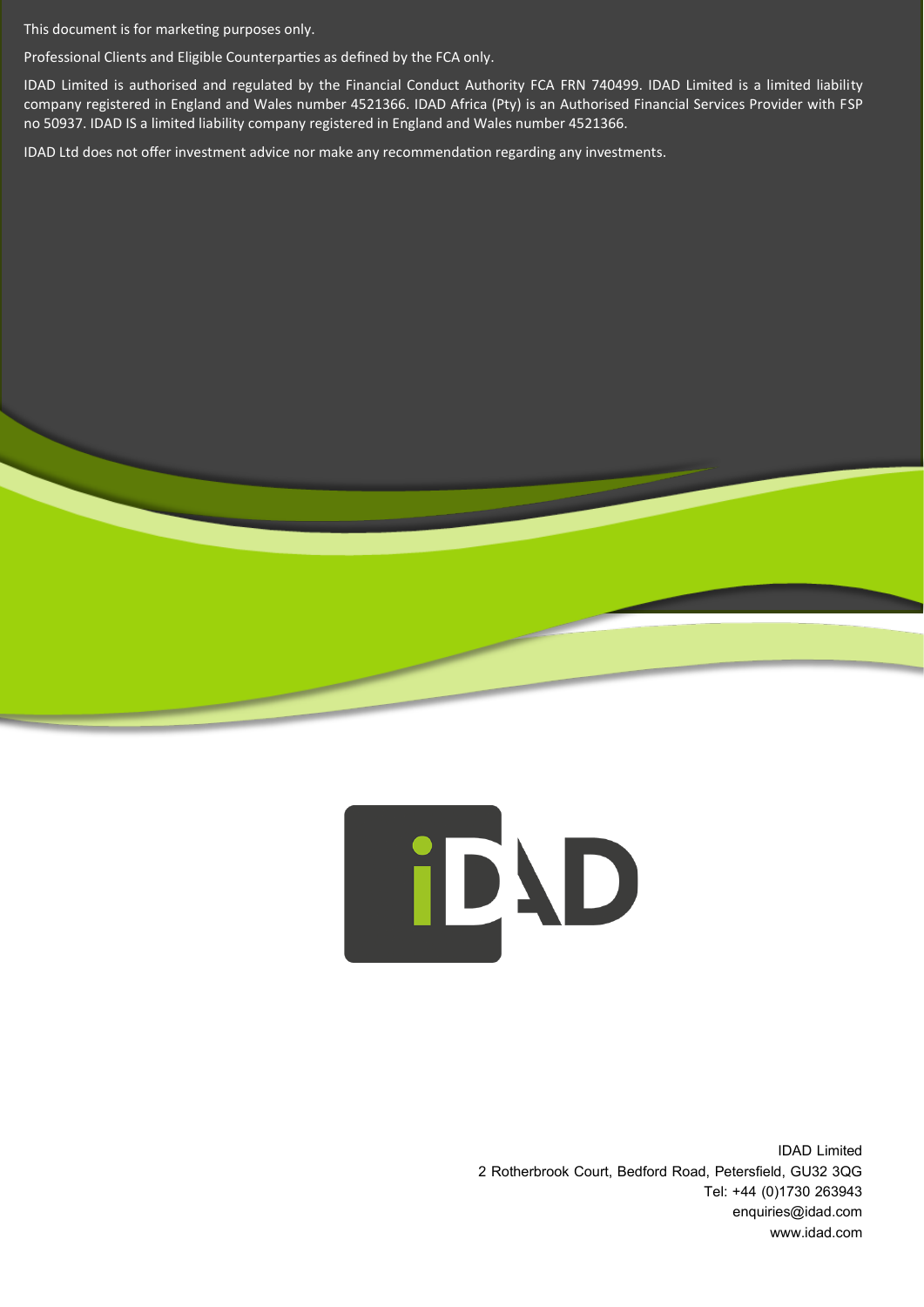This document is for marketing purposes only.

Professional Clients and Eligible Counterparties as defined by the FCA only.

IDAD Limited is authorised and regulated by the Financial Conduct Authority FCA FRN 740499. IDAD Limited is a limited liability company registered in England and Wales number 4521366. IDAD Africa (Pty) is an Authorised Financial Services Provider with FSP no 50937. IDAD IS a limited liability company registered in England and Wales number 4521366.

IDAD Ltd does not offer investment advice nor make any recommendation regarding any investments.

IDAD Limited
2 Rotherbrook Court, Bedford Road, Petersfield, GU32 3QG
Tel: +44 (0)1730 263943
enquiries@idad.com
www.idad.com